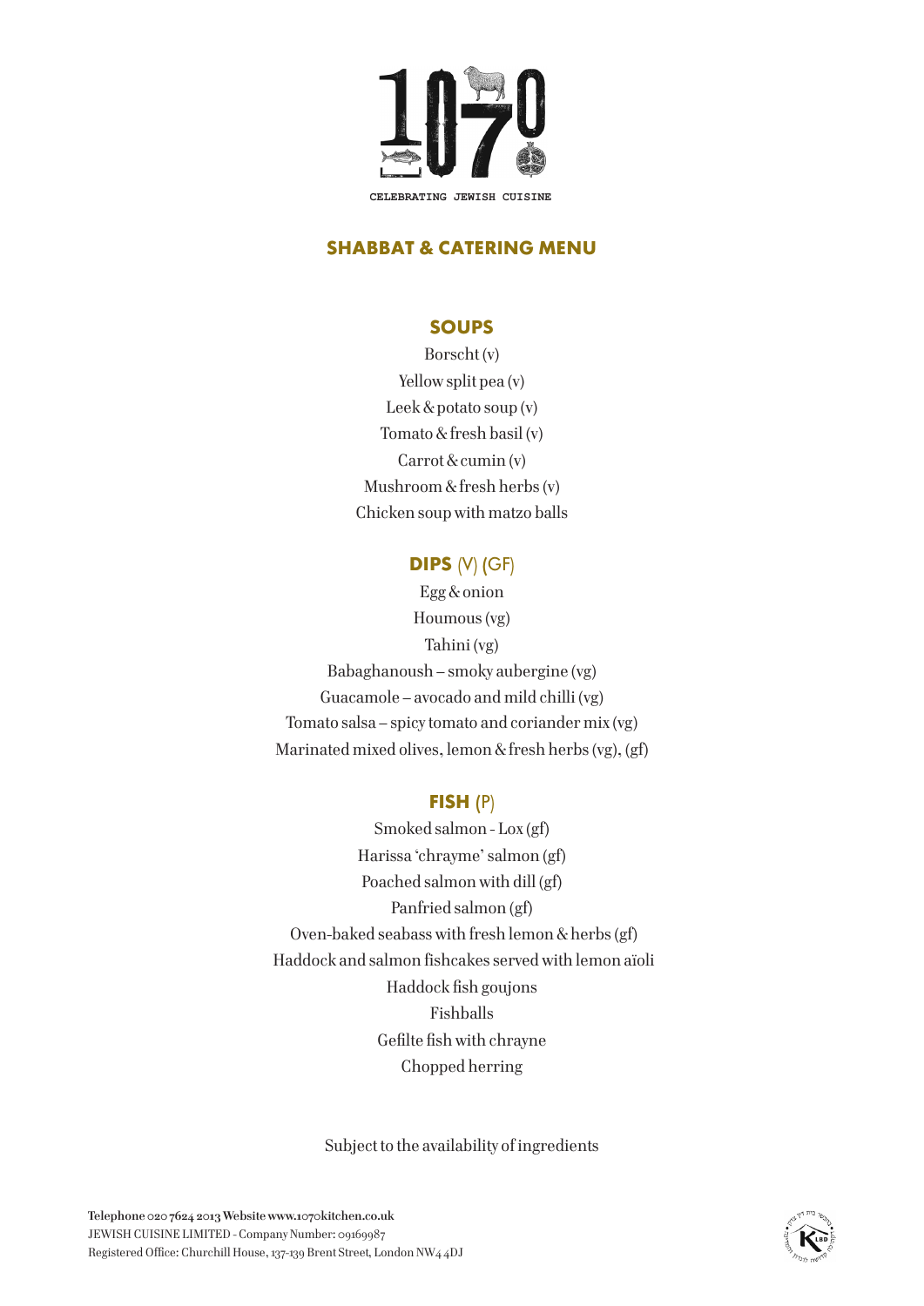# 1070

CELEBRATING JEWISH CUISINE

## SHABBAT & CATERING MENU

### SOUPS

Borscht (v)
Yellow split pea (v)
Leek & potato soup (v)
Tomato & fresh basil (v)
Carrot & cumin (v)
Mushroom & fresh herbs (v)
Chicken soup with matzo balls

### DIPS (V) (GF)

Egg & onion
Houmous (vg)
Tahini (vg)
Babaghanoush – smoky aubergine (vg)
Guacamole – avocado and mild chilli (vg)
Tomato salsa – spicy tomato and coriander mix (vg)
Marinated mixed olives, lemon & fresh herbs (vg), (gf)

### FISH (P)

Smoked salmon - Lox (gf)
Harissa 'chrayme' salmon (gf)
Poached salmon with dill (gf)
Panfried salmon (gf)
Oven-baked seabass with fresh lemon & herbs (gf)
Haddock and salmon fishcakes served with lemon aïoli
Haddock fish goujons
Fishballs
Gefilte fish with chrayne
Chopped herring

Subject to the availability of ingredients

**Telephone** 020 7624 2013 **Website** www.1070kitchen.co.uk
JEWISH CUISINE LIMITED - Company Number: 09169987
Registered Office: Churchill House, 137-139 Brent Street, London NW4 4DJ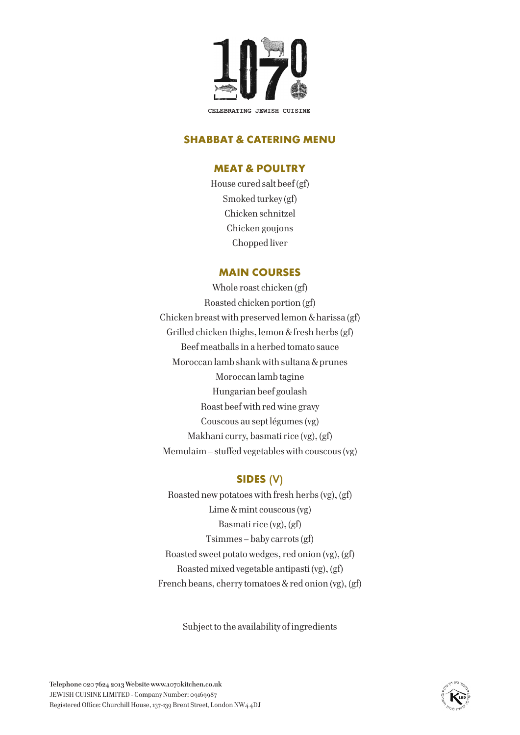1070

CELEBRATING JEWISH CUISINE

# SHABBAT & CATERING MENU

## MEAT & POULTRY

House cured salt beef (gf)
Smoked turkey (gf)
Chicken schnitzel
Chicken goujons
Chopped liver

## MAIN COURSES

Whole roast chicken (gf)
Roasted chicken portion (gf)
Chicken breast with preserved lemon & harissa (gf)
Grilled chicken thighs, lemon & fresh herbs (gf)
Beef meatballs in a herbed tomato sauce
Moroccan lamb shank with sultana & prunes
Moroccan lamb tagine
Hungarian beef goulash
Roast beef with red wine gravy
Couscous au sept légumes (vg)
Makhani curry, basmati rice (vg), (gf)
Memulaim – stuffed vegetables with couscous (vg)

## SIDES (V)

Roasted new potatoes with fresh herbs (vg), (gf)
Lime & mint couscous (vg)
Basmati rice (vg), (gf)
Tsimmes – baby carrots (gf)
Roasted sweet potato wedges, red onion (vg), (gf)
Roasted mixed vegetable antipasti (vg), (gf)
French beans, cherry tomatoes & red onion (vg), (gf)

Subject to the availability of ingredients

**Telephone** 020 7624 2013 **Website** www.1070kitchen.co.uk
JEWISH CUISINE LIMITED - Company Number: 09169987
Registered Office: Churchill House, 137-139 Brent Street, London NW4 4DJ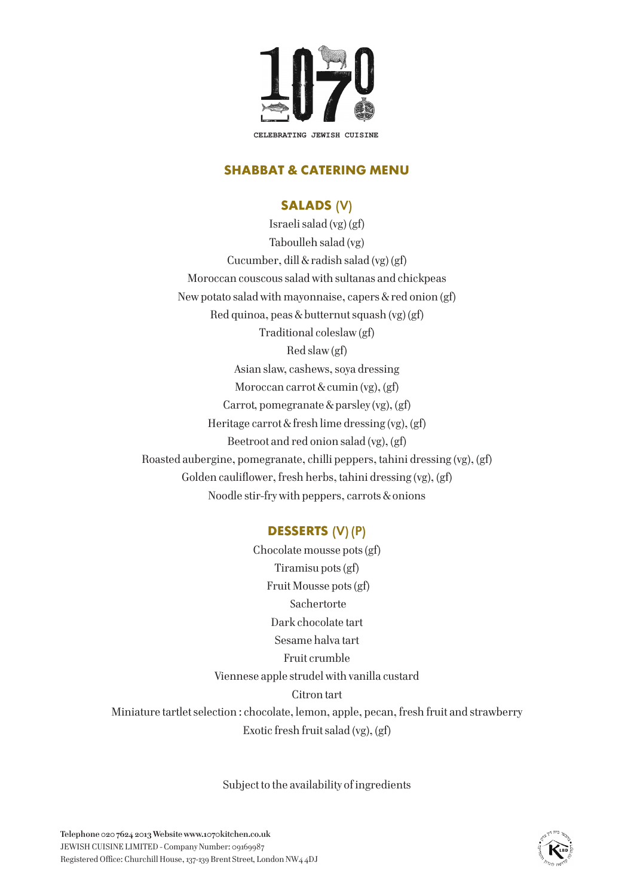1070

CELEBRATING JEWISH CUISINE

## SHABBAT & CATERING MENU

### SALADS (V)

Israeli salad (vg) (gf)
Tabouleh salad (vg)
Cucumber, dill & radish salad (vg) (gf)
Moroccan couscous salad with sultanas and chickpeas
New potato salad with mayonnaise, capers & red onion (gf)
Red quinoa, peas & butternut squash (vg) (gf)
Traditional coleslaw (gf)
Red slaw (gf)
Asian slaw, cashews, soya dressing
Moroccan carrot & cumin (vg), (gf)
Carrot, pomegranate & parsley (vg), (gf)
Heritage carrot & fresh lime dressing (vg), (gf)
Beetroot and red onion salad (vg), (gf)
Roasted aubergine, pomegranate, chilli peppers, tahini dressing (vg), (gf)
Golden cauliflower, fresh herbs, tahini dressing (vg), (gf)
Noodle stir-fry with peppers, carrots & onions

### DESSERTS (V) (P)

Chocolate mousse pots (gf)
Tiramisu pots (gf)
Fruit Mousse pots (gf)
Sachertorte
Dark chocolate tart
Sesame halva tart
Fruit crumble
Viennese apple strudel with vanilla custard
Citron tart
Miniature tartlet selection : chocolate, lemon, apple, pecan, fresh fruit and strawberry
Exotic fresh fruit salad (vg), (gf)

Subject to the availability of ingredients

**Telephone** 020 7624 2013 **Website** www.1070kitchen.co.uk
JEWISH CUISINE LIMITED - Company Number: 09169987
Registered Office: Churchill House, 137-139 Brent Street, London NW4 4DJ